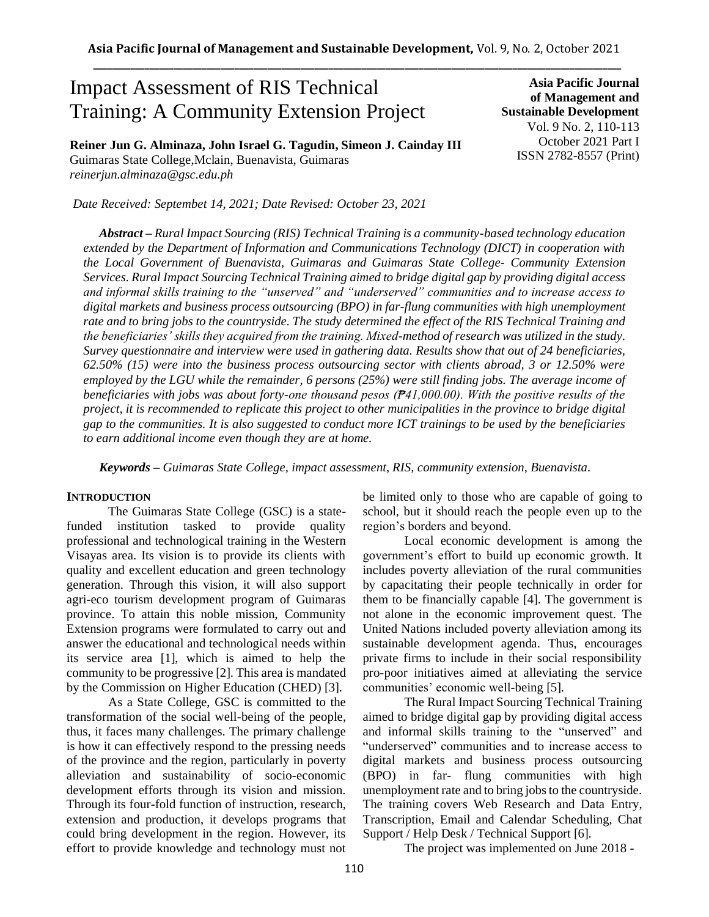# Impact Assessment of RIS Technical Training: A Community Extension Project

**Asia Pacific Journal of Management and Sustainable Development**
Vol. 9 No. 2, 110-113
October 2021 Part I
ISSN 2782-8557 (Print)

**Reiner Jun G. Alminaza, John Israel G. Tagudin, Simeon J. Cainday III**
Guimaras State College,Mclain, Buenavista, Guimaras
*reinerjun.alminaza@gsc.edu.ph*

*Date Received: Septembet 14, 2021; Date Revised: October 23, 2021*

***Abstract*** *– Rural Impact Sourcing (RIS) Technical Training is a community-based technology education extended by the Department of Information and Communications Technology (DICT) in cooperation with the Local Government of Buenavista, Guimaras and Guimaras State College- Community Extension Services. Rural Impact Sourcing Technical Training aimed to bridge digital gap by providing digital access and informal skills training to the "unserved" and "underserved" communities and to increase access to digital markets and business process outsourcing (BPO) in far-flung communities with high unemployment rate and to bring jobs to the countryside. The study determined the effect of the RIS Technical Training and the beneficiaries' skills they acquired from the training. Mixed-method of research was utilized in the study. Survey questionnaire and interview were used in gathering data. Results show that out of 24 beneficiaries, 62.50% (15) were into the business process outsourcing sector with clients abroad, 3 or 12.50% were employed by the LGU while the remainder, 6 persons (25%) were still finding jobs. The average income of beneficiaries with jobs was about forty-one thousand pesos (₱41,000.00). With the positive results of the project, it is recommended to replicate this project to other municipalities in the province to bridge digital gap to the communities. It is also suggested to conduct more ICT trainings to be used by the beneficiaries to earn additional income even though they are at home.*

***Keywords*** *– Guimaras State College, impact assessment, RIS, community extension, Buenavista.*

## INTRODUCTION

The Guimaras State College (GSC) is a state-funded institution tasked to provide quality professional and technological training in the Western Visayas area. Its vision is to provide its clients with quality and excellent education and green technology generation. Through this vision, it will also support agri-eco tourism development program of Guimaras province. To attain this noble mission, Community Extension programs were formulated to carry out and answer the educational and technological needs within its service area [1], which is aimed to help the community to be progressive [2]. This area is mandated by the Commission on Higher Education (CHED) [3].

As a State College, GSC is committed to the transformation of the social well-being of the people, thus, it faces many challenges. The primary challenge is how it can effectively respond to the pressing needs of the province and the region, particularly in poverty alleviation and sustainability of socio-economic development efforts through its vision and mission. Through its four-fold function of instruction, research, extension and production, it develops programs that could bring development in the region. However, its effort to provide knowledge and technology must not be limited only to those who are capable of going to school, but it should reach the people even up to the region's borders and beyond.

Local economic development is among the government's effort to build up economic growth. It includes poverty alleviation of the rural communities by capacitating their people technically in order for them to be financially capable [4]. The government is not alone in the economic improvement quest. The United Nations included poverty alleviation among its sustainable development agenda. Thus, encourages private firms to include in their social responsibility pro-poor initiatives aimed at alleviating the service communities' economic well-being [5].

The Rural Impact Sourcing Technical Training aimed to bridge digital gap by providing digital access and informal skills training to the "unserved" and "underserved" communities and to increase access to digital markets and business process outsourcing (BPO) in far- flung communities with high unemployment rate and to bring jobs to the countryside. The training covers Web Research and Data Entry, Transcription, Email and Calendar Scheduling, Chat Support / Help Desk / Technical Support [6].

The project was implemented on June 2018 -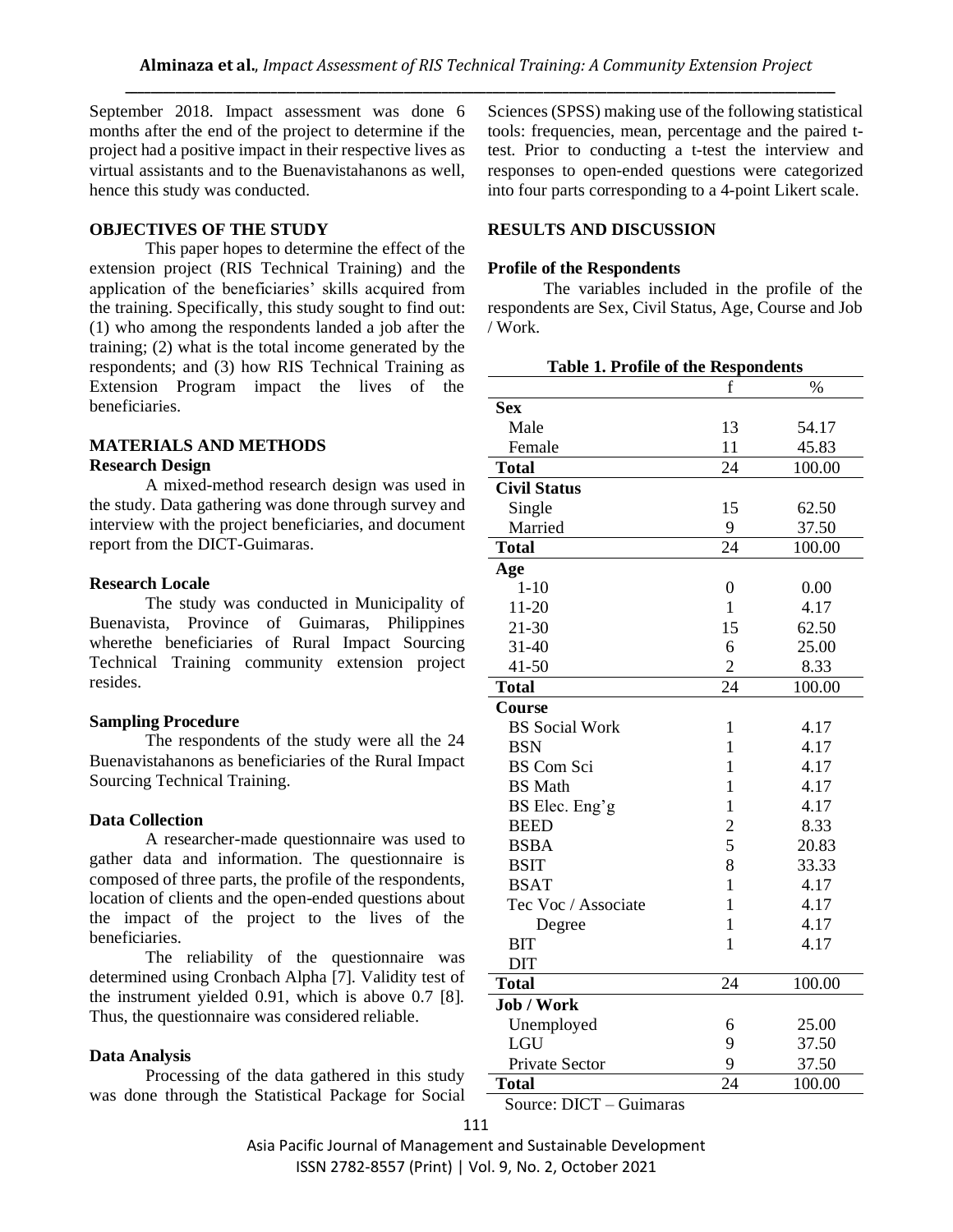September 2018. Impact assessment was done 6 months after the end of the project to determine if the project had a positive impact in their respective lives as virtual assistants and to the Buenavistahanons as well, hence this study was conducted.

## OBJECTIVES OF THE STUDY

This paper hopes to determine the effect of the extension project (RIS Technical Training) and the application of the beneficiaries' skills acquired from the training. Specifically, this study sought to find out: (1) who among the respondents landed a job after the training; (2) what is the total income generated by the respondents; and (3) how RIS Technical Training as Extension Program impact the lives of the beneficiaries.

## MATERIALS AND METHODS

### Research Design

A mixed-method research design was used in the study. Data gathering was done through survey and interview with the project beneficiaries, and document report from the DICT-Guimaras.

### Research Locale

The study was conducted in Municipality of Buenavista, Province of Guimaras, Philippines wherethe beneficiaries of Rural Impact Sourcing Technical Training community extension project resides.

### Sampling Procedure

The respondents of the study were all the 24 Buenavistahanons as beneficiaries of the Rural Impact Sourcing Technical Training.

### Data Collection

A researcher-made questionnaire was used to gather data and information. The questionnaire is composed of three parts, the profile of the respondents, location of clients and the open-ended questions about the impact of the project to the lives of the beneficiaries.

The reliability of the questionnaire was determined using Cronbach Alpha [7]. Validity test of the instrument yielded 0.91, which is above 0.7 [8]. Thus, the questionnaire was considered reliable.

### Data Analysis

Processing of the data gathered in this study was done through the Statistical Package for Social Sciences (SPSS) making use of the following statistical tools: frequencies, mean, percentage and the paired t-test. Prior to conducting a t-test the interview and responses to open-ended questions were categorized into four parts corresponding to a 4-point Likert scale.

## RESULTS AND DISCUSSION

### Profile of the Respondents

The variables included in the profile of the respondents are Sex, Civil Status, Age, Course and Job / Work.

**Table 1. Profile of the Respondents**

| | f | % |
|---|---|---|
| **Sex** | | |
| Male | 13 | 54.17 |
| Female | 11 | 45.83 |
| **Total** | 24 | 100.00 |
| **Civil Status** | | |
| Single | 15 | 62.50 |
| Married | 9 | 37.50 |
| **Total** | 24 | 100.00 |
| **Age** | | |
| 1-10 | 0 | 0.00 |
| 11-20 | 1 | 4.17 |
| 21-30 | 15 | 62.50 |
| 31-40 | 6 | 25.00 |
| 41-50 | 2 | 8.33 |
| **Total** | 24 | 100.00 |
| **Course** | | |
| BS Social Work | 1 | 4.17 |
| BSN | 1 | 4.17 |
| BS Com Sci | 1 | 4.17 |
| BS Math | 1 | 4.17 |
| BS Elec. Eng'g | 1 | 4.17 |
| BEED | 2 | 8.33 |
| BSBA | 5 | 20.83 |
| BSIT | 8 | 33.33 |
| BSAT | 1 | 4.17 |
| Tec Voc / Associate | 1 | 4.17 |
| Degree | 1 | 4.17 |
| BIT | 1 | 4.17 |
| DIT | | |
| **Total** | 24 | 100.00 |
| **Job / Work** | | |
| Unemployed | 6 | 25.00 |
| LGU | 9 | 37.50 |
| Private Sector | 9 | 37.50 |
| **Total** | 24 | 100.00 |

Source: DICT – Guimaras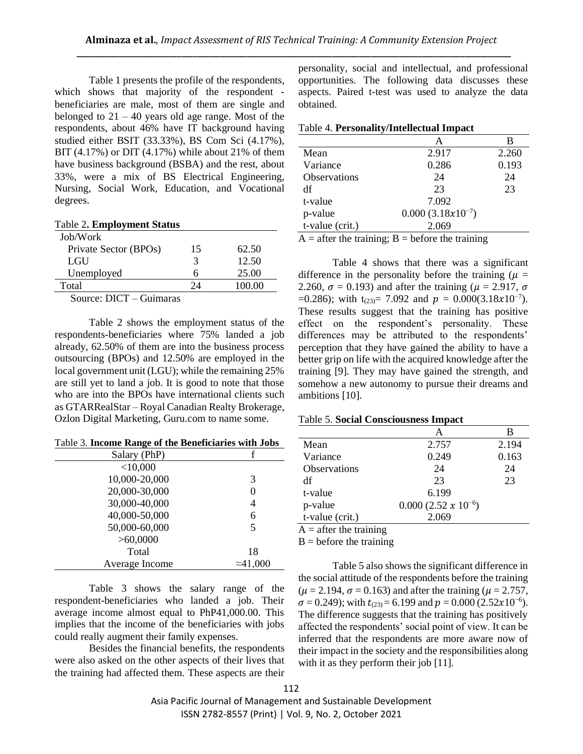Table 1 presents the profile of the respondents, which shows that majority of the respondent - beneficiaries are male, most of them are single and belonged to 21 – 40 years old age range. Most of the respondents, about 46% have IT background having studied either BSIT (33.33%), BS Com Sci (4.17%), BIT (4.17%) or DIT (4.17%) while about 21% of them have business background (BSBA) and the rest, about 33%, were a mix of BS Electrical Engineering, Nursing, Social Work, Education, and Vocational degrees.

Table 2. **Employment Status**

| Job/Work | | |
|---|---|---|
| Private Sector (BPOs) | 15 | 62.50 |
| LGU | 3 | 12.50 |
| Unemployed | 6 | 25.00 |
| Total | 24 | 100.00 |

Source: DICT – Guimaras

Table 2 shows the employment status of the respondents-beneficiaries where 75% landed a job already, 62.50% of them are into the business process outsourcing (BPOs) and 12.50% are employed in the local government unit (LGU); while the remaining 25% are still yet to land a job. It is good to note that those who are into the BPOs have international clients such as GTARRealStar – Royal Canadian Realty Brokerage, Ozlon Digital Marketing, Guru.com to name some.

Table 3. **Income Range of the Beneficiaries with Jobs**

| Salary (PhP) | f |
|---|---|
| <10,000 | |
| 10,000-20,000 | 3 |
| 20,000-30,000 | 0 |
| 30,000-40,000 | 4 |
| 40,000-50,000 | 6 |
| 50,000-60,000 | 5 |
| >60,0000 | |
| Total | 18 |
| Average Income | ≈41,000 |

Table 3 shows the salary range of the respondent-beneficiaries who landed a job. Their average income almost equal to PhP41,000.00. This implies that the income of the beneficiaries with jobs could really augment their family expenses.

Besides the financial benefits, the respondents were also asked on the other aspects of their lives that the training had affected them. These aspects are their personality, social and intellectual, and professional opportunities. The following data discusses these aspects. Paired t-test was used to analyze the data obtained.

Table 4. **Personality/Intellectual Impact**

| | A | B |
|---|---|---|
| Mean | 2.917 | 2.260 |
| Variance | 0.286 | 0.193 |
| Observations | 24 | 24 |
| df | 23 | 23 |
| t-value | 7.092 | |
| p-value | 0.000 ($3.18x10^{-7}$) | |
| t-value (crit.) | 2.069 | |

A = after the training; B = before the training

Table 4 shows that there was a significant difference in the personality before the training ($\mu$ = 2.260, $\sigma$ = 0.193) and after the training ($\mu$ = 2.917, $\sigma$ =0.286); with $t_{(23)}$= 7.092 and $p$ = 0.000($3.18x10^{-7}$). These results suggest that the training has positive effect on the respondent's personality. These differences may be attributed to the respondents' perception that they have gained the ability to have a better grip on life with the acquired knowledge after the training [9]. They may have gained the strength, and somehow a new autonomy to pursue their dreams and ambitions [10].

Table 5. **Social Consciousness Impact**

| | A | B |
|---|---|---|
| Mean | 2.757 | 2.194 |
| Variance | 0.249 | 0.163 |
| Observations | 24 | 24 |
| df | 23 | 23 |
| t-value | 6.199 | |
| p-value | 0.000 ($2.52 \ x \ 10^{-6}$) | |
| t-value (crit.) | 2.069 | |

A = after the training
B = before the training

Table 5 also shows the significant difference in the social attitude of the respondents before the training ($\mu$ = 2.194, $\sigma$ = 0.163) and after the training ($\mu$ = 2.757, $\sigma$ = 0.249); with $t_{(23)}$ = 6.199 and $p$ = 0.000 ($2.52x10^{-6}$). The difference suggests that the training has positively affected the respondents' social point of view. It can be inferred that the respondents are more aware now of their impact in the society and the responsibilities along with it as they perform their job [11].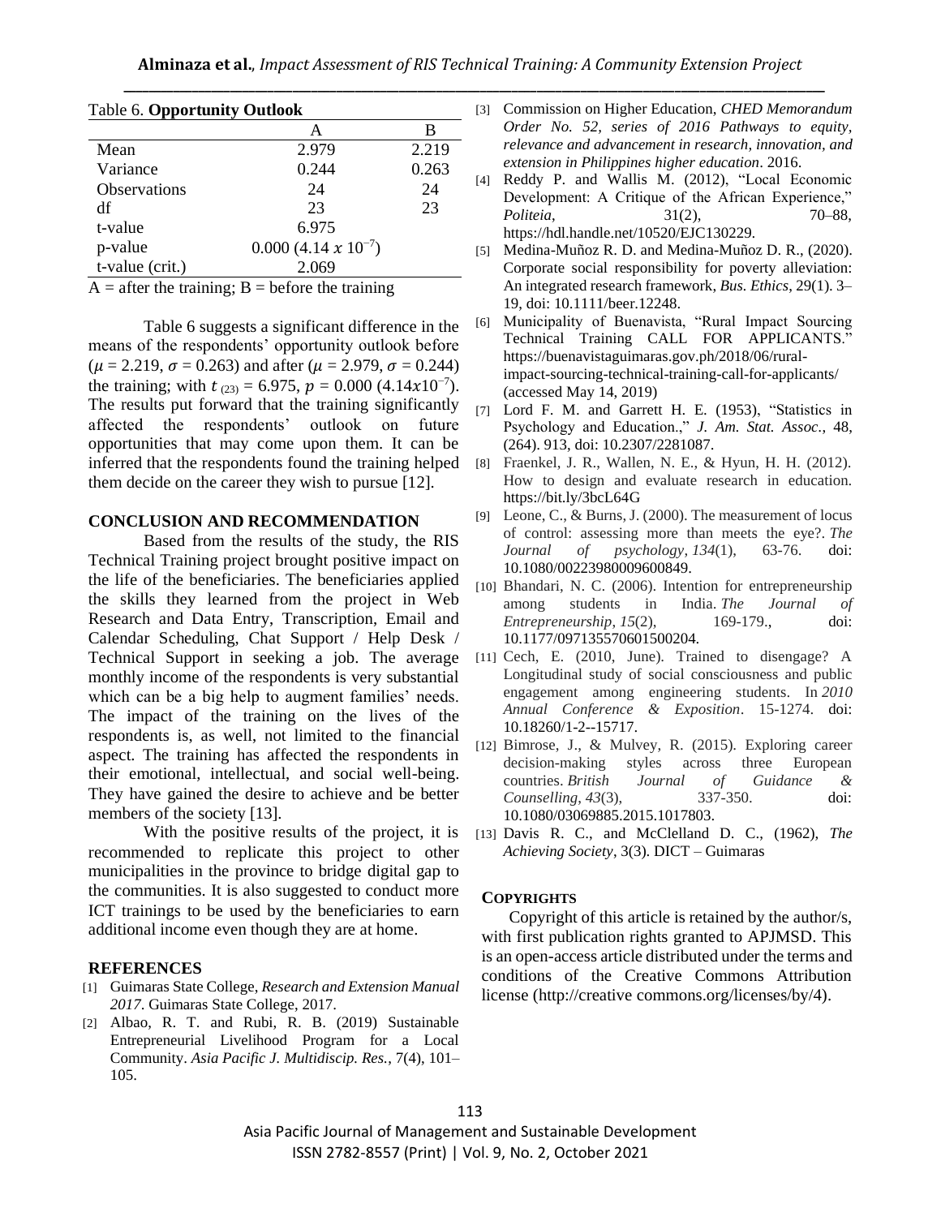Table 6. **Opportunity Outlook**

| | A | B |
|---|---|---|
| Mean | 2.979 | 2.219 |
| Variance | 0.244 | 0.263 |
| Observations | 24 | 24 |
| df | 23 | 23 |
| t-value | 6.975 | |
| p-value | 0.000 ($4.14 x 10^{-7}$) | |
| t-value (crit.) | 2.069 | |

A = after the training; B = before the training

Table 6 suggests a significant difference in the means of the respondents' opportunity outlook before ($\mu$ = 2.219, $\sigma$ = 0.263) and after ($\mu$ = 2.979, $\sigma$ = 0.244) the training; with $t_{(23)}$ = 6.975, $p$ = 0.000 ($4.14x10^{-7}$). The results put forward that the training significantly affected the respondents' outlook on future opportunities that may come upon them. It can be inferred that the respondents found the training helped them decide on the career they wish to pursue [12].

## CONCLUSION AND RECOMMENDATION

Based from the results of the study, the RIS Technical Training project brought positive impact on the life of the beneficiaries. The beneficiaries applied the skills they learned from the project in Web Research and Data Entry, Transcription, Email and Calendar Scheduling, Chat Support / Help Desk / Technical Support in seeking a job. The average monthly income of the respondents is very substantial which can be a big help to augment families' needs. The impact of the training on the lives of the respondents is, as well, not limited to the financial aspect. The training has affected the respondents in their emotional, intellectual, and social well-being. They have gained the desire to achieve and be better members of the society [13].

With the positive results of the project, it is recommended to replicate this project to other municipalities in the province to bridge digital gap to the communities. It is also suggested to conduct more ICT trainings to be used by the beneficiaries to earn additional income even though they are at home.

## REFERENCES

[1] Guimaras State College, *Research and Extension Manual 2017*. Guimaras State College, 2017.

[2] Albao, R. T. and Rubi, R. B. (2019) Sustainable Entrepreneurial Livelihood Program for a Local Community. *Asia Pacific J. Multidiscip. Res.*, 7(4), 101–105.

[3] Commission on Higher Education, *CHED Memorandum Order No. 52, series of 2016 Pathways to equity, relevance and advancement in research, innovation, and extension in Philippines higher education*. 2016.

[4] Reddy P. and Wallis M. (2012), "Local Economic Development: A Critique of the African Experience," *Politeia*, 31(2), 70–88, https://hdl.handle.net/10520/EJC130229.

[5] Medina-Muñoz R. D. and Medina-Muñoz D. R., (2020). Corporate social responsibility for poverty alleviation: An integrated research framework, *Bus. Ethics*, 29(1). 3–19, doi: 10.1111/beer.12248.

[6] Municipality of Buenavista, "Rural Impact Sourcing Technical Training CALL FOR APPLICANTS." https://buenavistaguimaras.gov.ph/2018/06/rural-impact-sourcing-technical-training-call-for-applicants/ (accessed May 14, 2019)

[7] Lord F. M. and Garrett H. E. (1953), "Statistics in Psychology and Education.," *J. Am. Stat. Assoc.*, 48, (264). 913, doi: 10.2307/2281087.

[8] Fraenkel, J. R., Wallen, N. E., & Hyun, H. H. (2012). How to design and evaluate research in education. https://bit.ly/3bcL64G

[9] Leone, C., & Burns, J. (2000). The measurement of locus of control: assessing more than meets the eye?. *The Journal of psychology*, *134*(1), 63-76. doi: 10.1080/00223980009600849.

[10] Bhandari, N. C. (2006). Intention for entrepreneurship among students in India. *The Journal of Entrepreneurship*, *15*(2), 169-179., doi: 10.1177/097135570601500204.

[11] Cech, E. (2010, June). Trained to disengage? A Longitudinal study of social consciousness and public engagement among engineering students. In *2010 Annual Conference & Exposition*. 15-1274. doi: 10.18260/1-2--15717.

[12] Bimrose, J., & Mulvey, R. (2015). Exploring career decision-making styles across three European countries. *British Journal of Guidance & Counselling*, *43*(3), 337-350. doi: 10.1080/03069885.2015.1017803.

[13] Davis R. C., and McClelland D. C., (1962), *The Achieving Society*, 3(3). DICT – Guimaras

## COPYRIGHTS

Copyright of this article is retained by the author/s, with first publication rights granted to APJMSD. This is an open-access article distributed under the terms and conditions of the Creative Commons Attribution license (http://creative commons.org/licenses/by/4).